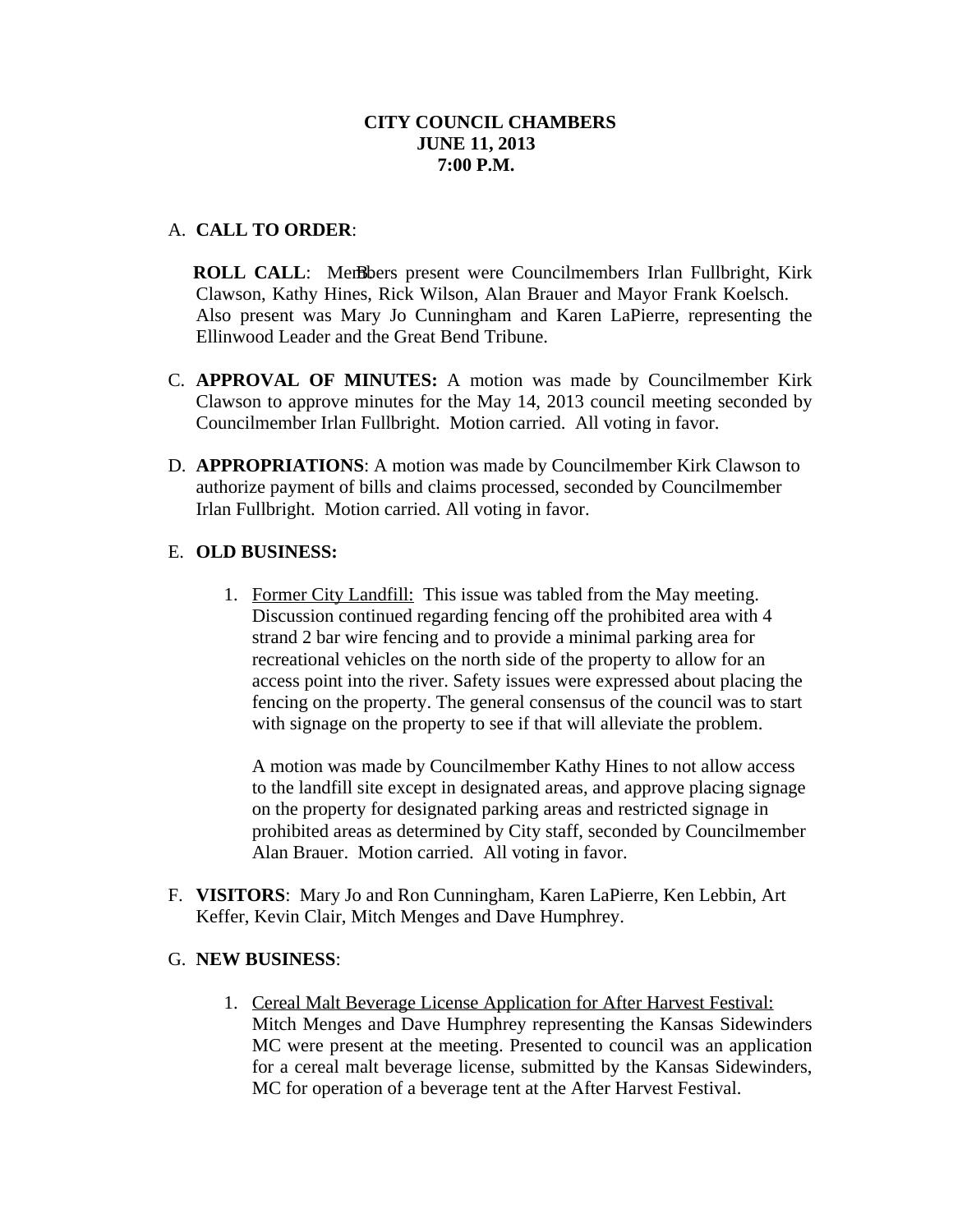**CITY COUNCIL CHAMBERS**
**JUNE 11, 2013**
**7:00 P.M.**

A. **CALL TO ORDER**:

B. **ROLL CALL**: Members present were Councilmembers Irlan Fullbright, Kirk Clawson, Kathy Hines, Rick Wilson, Alan Brauer and Mayor Frank Koelsch. Also present was Mary Jo Cunningham and Karen LaPierre, representing the Ellinwood Leader and the Great Bend Tribune.

C. **APPROVAL OF MINUTES:** A motion was made by Councilmember Kirk Clawson to approve minutes for the May 14, 2013 council meeting seconded by Councilmember Irlan Fullbright. Motion carried. All voting in favor.

D. **APPROPRIATIONS**: A motion was made by Councilmember Kirk Clawson to authorize payment of bills and claims processed, seconded by Councilmember Irlan Fullbright. Motion carried. All voting in favor.

E. **OLD BUSINESS:**

1. Former City Landfill: This issue was tabled from the May meeting. Discussion continued regarding fencing off the prohibited area with 4 strand 2 bar wire fencing and to provide a minimal parking area for recreational vehicles on the north side of the property to allow for an access point into the river. Safety issues were expressed about placing the fencing on the property. The general consensus of the council was to start with signage on the property to see if that will alleviate the problem.

   A motion was made by Councilmember Kathy Hines to not allow access to the landfill site except in designated areas, and approve placing signage on the property for designated parking areas and restricted signage in prohibited areas as determined by City staff, seconded by Councilmember Alan Brauer. Motion carried. All voting in favor.

F. **VISITORS**: Mary Jo and Ron Cunningham, Karen LaPierre, Ken Lebbin, Art Keffer, Kevin Clair, Mitch Menges and Dave Humphrey.

G. **NEW BUSINESS**:

1. Cereal Malt Beverage License Application for After Harvest Festival: Mitch Menges and Dave Humphrey representing the Kansas Sidewinders MC were present at the meeting. Presented to council was an application for a cereal malt beverage license, submitted by the Kansas Sidewinders, MC for operation of a beverage tent at the After Harvest Festival.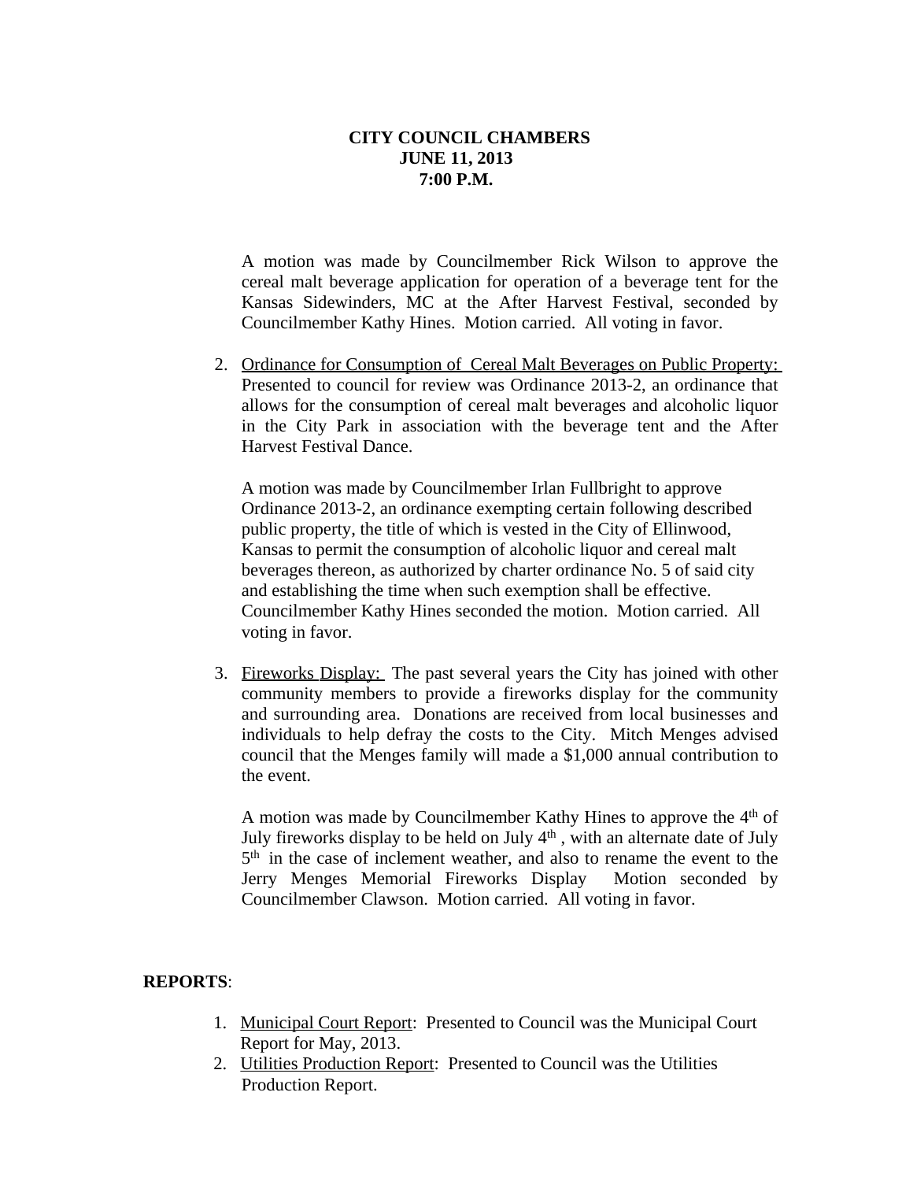**CITY COUNCIL CHAMBERS**
**JUNE 11, 2013**
**7:00 P.M.**

A motion was made by Councilmember Rick Wilson to approve the cereal malt beverage application for operation of a beverage tent for the Kansas Sidewinders, MC at the After Harvest Festival, seconded by Councilmember Kathy Hines. Motion carried. All voting in favor.

2. Ordinance for Consumption of Cereal Malt Beverages on Public Property: Presented to council for review was Ordinance 2013-2, an ordinance that allows for the consumption of cereal malt beverages and alcoholic liquor in the City Park in association with the beverage tent and the After Harvest Festival Dance.

   A motion was made by Councilmember Irlan Fullbright to approve Ordinance 2013-2, an ordinance exempting certain following described public property, the title of which is vested in the City of Ellinwood, Kansas to permit the consumption of alcoholic liquor and cereal malt beverages thereon, as authorized by charter ordinance No. 5 of said city and establishing the time when such exemption shall be effective. Councilmember Kathy Hines seconded the motion. Motion carried. All voting in favor.

3. Fireworks Display: The past several years the City has joined with other community members to provide a fireworks display for the community and surrounding area. Donations are received from local businesses and individuals to help defray the costs to the City. Mitch Menges advised council that the Menges family will made a $1,000 annual contribution to the event.

   A motion was made by Councilmember Kathy Hines to approve the 4th of July fireworks display to be held on July 4th , with an alternate date of July 5th in the case of inclement weather, and also to rename the event to the Jerry Menges Memorial Fireworks Display Motion seconded by Councilmember Clawson. Motion carried. All voting in favor.

**REPORTS**:

1. Municipal Court Report: Presented to Council was the Municipal Court Report for May, 2013.
2. Utilities Production Report: Presented to Council was the Utilities Production Report.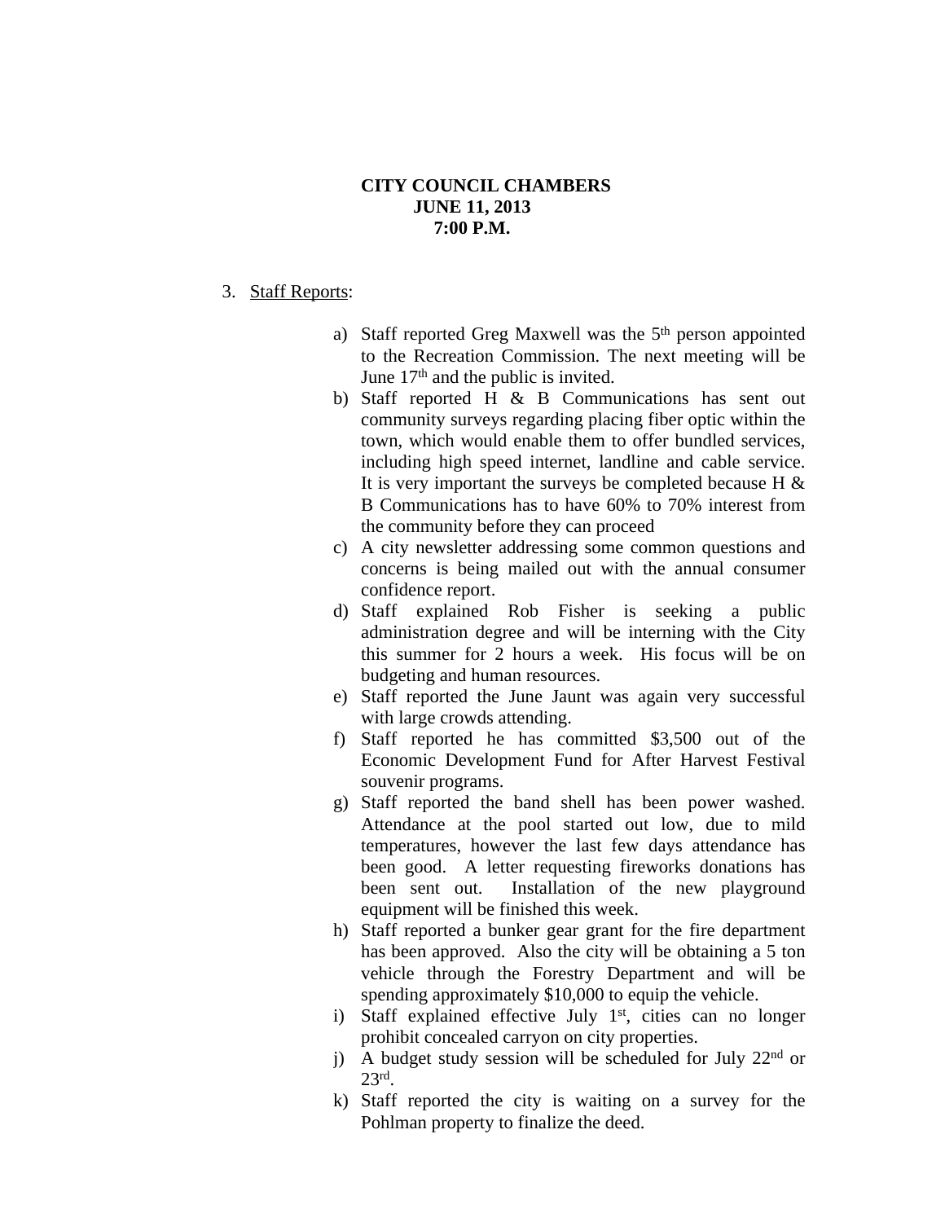**CITY COUNCIL CHAMBERS**
**JUNE 11, 2013**
**7:00 P.M.**

3. Staff Reports:

   a) Staff reported Greg Maxwell was the 5th person appointed to the Recreation Commission. The next meeting will be June 17th and the public is invited.
   b) Staff reported H & B Communications has sent out community surveys regarding placing fiber optic within the town, which would enable them to offer bundled services, including high speed internet, landline and cable service. It is very important the surveys be completed because H & B Communications has to have 60% to 70% interest from the community before they can proceed
   c) A city newsletter addressing some common questions and concerns is being mailed out with the annual consumer confidence report.
   d) Staff explained Rob Fisher is seeking a public administration degree and will be interning with the City this summer for 2 hours a week. His focus will be on budgeting and human resources.
   e) Staff reported the June Jaunt was again very successful with large crowds attending.
   f) Staff reported he has committed $3,500 out of the Economic Development Fund for After Harvest Festival souvenir programs.
   g) Staff reported the band shell has been power washed. Attendance at the pool started out low, due to mild temperatures, however the last few days attendance has been good. A letter requesting fireworks donations has been sent out. Installation of the new playground equipment will be finished this week.
   h) Staff reported a bunker gear grant for the fire department has been approved. Also the city will be obtaining a 5 ton vehicle through the Forestry Department and will be spending approximately $10,000 to equip the vehicle.
   i) Staff explained effective July 1st, cities can no longer prohibit concealed carryon on city properties.
   j) A budget study session will be scheduled for July 22nd or 23rd.
   k) Staff reported the city is waiting on a survey for the Pohlman property to finalize the deed.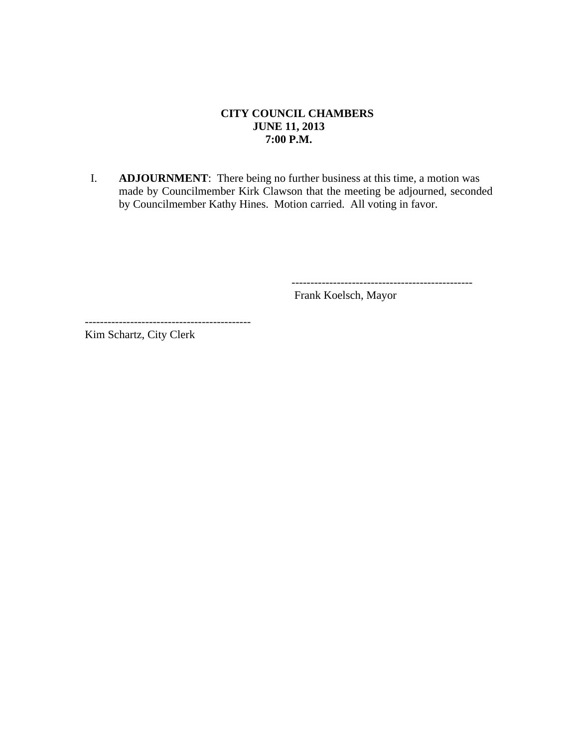**CITY COUNCIL CHAMBERS**
**JUNE 11, 2013**
**7:00 P.M.**

I. **ADJOURNMENT**: There being no further business at this time, a motion was made by Councilmember Kirk Clawson that the meeting be adjourned, seconded by Councilmember Kathy Hines. Motion carried. All voting in favor.

------------------------------------------------
Frank Koelsch, Mayor

--------------------------------------------
Kim Schartz, City Clerk